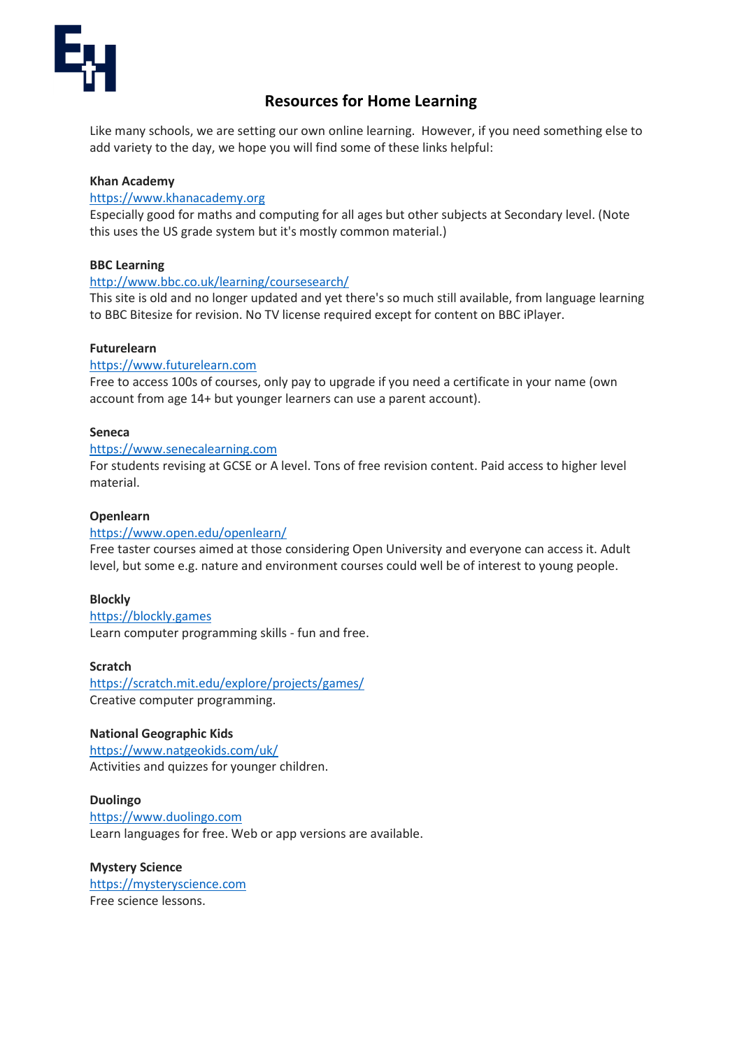# Resources for Home Learning

Like many schools, we are setting our own online learning. However, if you need something else to add variety to the day, we hope you will find some of these links helpful:

**Khan Academy**
https://www.khanacademy.org
Especially good for maths and computing for all ages but other subjects at Secondary level. (Note this uses the US grade system but it's mostly common material.)

**BBC Learning**
http://www.bbc.co.uk/learning/coursesearch/
This site is old and no longer updated and yet there's so much still available, from language learning to BBC Bitesize for revision. No TV license required except for content on BBC iPlayer.

**Futurelearn**
https://www.futurelearn.com
Free to access 100s of courses, only pay to upgrade if you need a certificate in your name (own account from age 14+ but younger learners can use a parent account).

**Seneca**
https://www.senecalearning.com
For students revising at GCSE or A level. Tons of free revision content. Paid access to higher level material.

**Openlearn**
https://www.open.edu/openlearn/
Free taster courses aimed at those considering Open University and everyone can access it. Adult level, but some e.g. nature and environment courses could well be of interest to young people.

**Blockly**
https://blockly.games
Learn computer programming skills - fun and free.

**Scratch**
https://scratch.mit.edu/explore/projects/games/
Creative computer programming.

**National Geographic Kids**
https://www.natgeokids.com/uk/
Activities and quizzes for younger children.

**Duolingo**
https://www.duolingo.com
Learn languages for free. Web or app versions are available.

**Mystery Science**
https://mysteryscience.com
Free science lessons.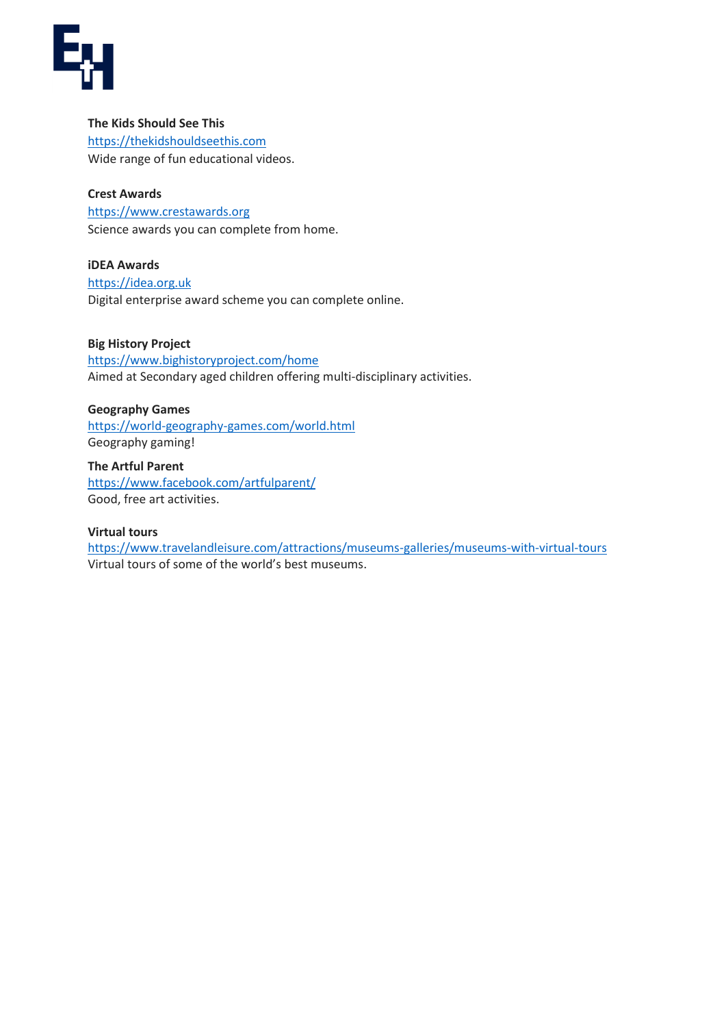**The Kids Should See This**
https://thekidshouldseethis.com
Wide range of fun educational videos.

**Crest Awards**
https://www.crestawards.org
Science awards you can complete from home.

**iDEA Awards**
https://idea.org.uk
Digital enterprise award scheme you can complete online.

**Big History Project**
https://www.bighistoryproject.com/home
Aimed at Secondary aged children offering multi-disciplinary activities.

**Geography Games**
https://world-geography-games.com/world.html
Geography gaming!

**The Artful Parent**
https://www.facebook.com/artfulparent/
Good, free art activities.

**Virtual tours**
https://www.travelandleisure.com/attractions/museums-galleries/museums-with-virtual-tours
Virtual tours of some of the world's best museums.